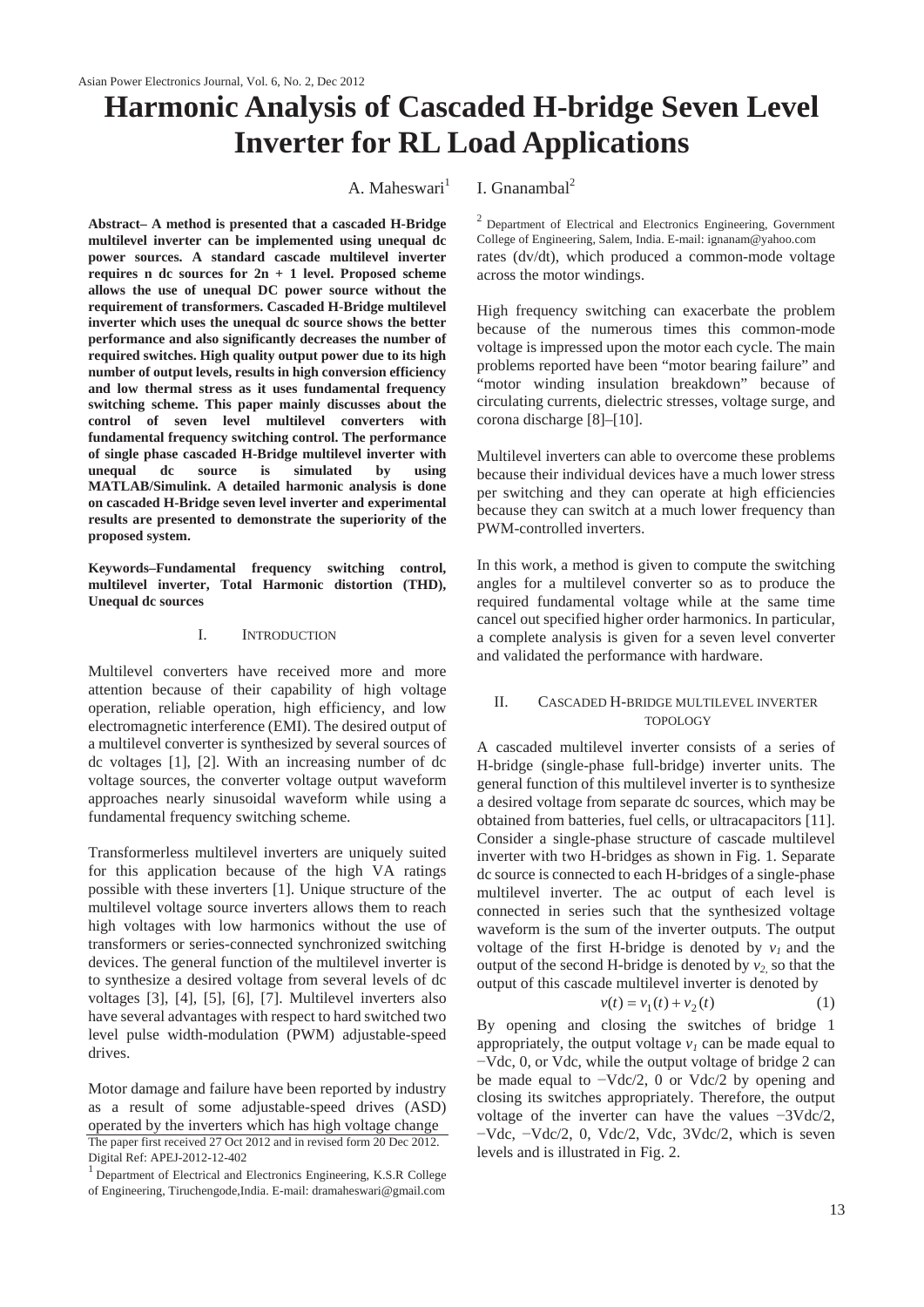# Harmonic Analysis of Cascaded H-bridge Seven Level Inverter for RL Load Applications

A. Maheswari[1] I. Gnanambal[2]

**Abstract– A method is presented that a cascaded H-Bridge multilevel inverter can be implemented using unequal dc power sources. A standard cascade multilevel inverter requires n dc sources for 2n + 1 level. Proposed scheme allows the use of unequal DC power source without the requirement of transformers. Cascaded H-Bridge multilevel inverter which uses the unequal dc source shows the better performance and also significantly decreases the number of required switches. High quality output power due to its high number of output levels, results in high conversion efficiency and low thermal stress as it uses fundamental frequency switching scheme. This paper mainly discusses about the control of seven level multilevel converters with fundamental frequency switching control. The performance of single phase cascaded H-Bridge multilevel inverter with unequal dc source is simulated by using MATLAB/Simulink. A detailed harmonic analysis is done on cascaded H-Bridge seven level inverter and experimental results are presented to demonstrate the superiority of the proposed system.**

**Keywords–Fundamental frequency switching control, multilevel inverter, Total Harmonic distortion (THD), Unequal dc sources**

## I. Introduction

Multilevel converters have received more and more attention because of their capability of high voltage operation, reliable operation, high efficiency, and low electromagnetic interference (EMI). The desired output of a multilevel converter is synthesized by several sources of dc voltages [1], [2]. With an increasing number of dc voltage sources, the converter voltage output waveform approaches nearly sinusoidal waveform while using a fundamental frequency switching scheme.

Transformerless multilevel inverters are uniquely suited for this application because of the high VA ratings possible with these inverters [1]. Unique structure of the multilevel voltage source inverters allows them to reach high voltages with low harmonics without the use of transformers or series-connected synchronized switching devices. The general function of the multilevel inverter is to synthesize a desired voltage from several levels of dc voltages [3], [4], [5], [6], [7]. Multilevel inverters also have several advantages with respect to hard switched two level pulse width-modulation (PWM) adjustable-speed drives.

Motor damage and failure have been reported by industry as a result of some adjustable-speed drives (ASD) operated by the inverters which has high voltage change rates (dv/dt), which produced a common-mode voltage across the motor windings.

High frequency switching can exacerbate the problem because of the numerous times this common-mode voltage is impressed upon the motor each cycle. The main problems reported have been "motor bearing failure" and "motor winding insulation breakdown" because of circulating currents, dielectric stresses, voltage surge, and corona discharge [8]–[10].

Multilevel inverters can able to overcome these problems because their individual devices have a much lower stress per switching and they can operate at high efficiencies because they can switch at a much lower frequency than PWM-controlled inverters.

In this work, a method is given to compute the switching angles for a multilevel converter so as to produce the required fundamental voltage while at the same time cancel out specified higher order harmonics. In particular, a complete analysis is given for a seven level converter and validated the performance with hardware.

## II. Cascaded H-bridge multilevel inverter topology

A cascaded multilevel inverter consists of a series of H-bridge (single-phase full-bridge) inverter units. The general function of this multilevel inverter is to synthesize a desired voltage from separate dc sources, which may be obtained from batteries, fuel cells, or ultracapacitors [11]. Consider a single-phase structure of cascade multilevel inverter with two H-bridges as shown in Fig. 1. Separate dc source is connected to each H-bridges of a single-phase multilevel inverter. The ac output of each level is connected in series such that the synthesized voltage waveform is the sum of the inverter outputs. The output voltage of the first H-bridge is denoted by $v_1$ and the output of the second H-bridge is denoted by $v_2$, so that the output of this cascade multilevel inverter is denoted by

$$v(t) = v_1(t) + v_2(t) \tag{1}$$

By opening and closing the switches of bridge 1 appropriately, the output voltage $v_1$ can be made equal to −Vdc, 0, or Vdc, while the output voltage of bridge 2 can be made equal to −Vdc/2, 0 or Vdc/2 by opening and closing its switches appropriately. Therefore, the output voltage of the inverter can have the values −3Vdc/2, −Vdc, −Vdc/2, 0, Vdc/2, Vdc, 3Vdc/2, which is seven levels and is illustrated in Fig. 2.

The paper first received 27 Oct 2012 and in revised form 20 Dec 2012.
Digital Ref: APEJ-2012-12-402

[1] Department of Electrical and Electronics Engineering, K.S.R College of Engineering, Tiruchengode,India. E-mail: dramaheswari@gmail.com

[2] Department of Electrical and Electronics Engineering, Government College of Engineering, Salem, India. E-mail: ignanam@yahoo.com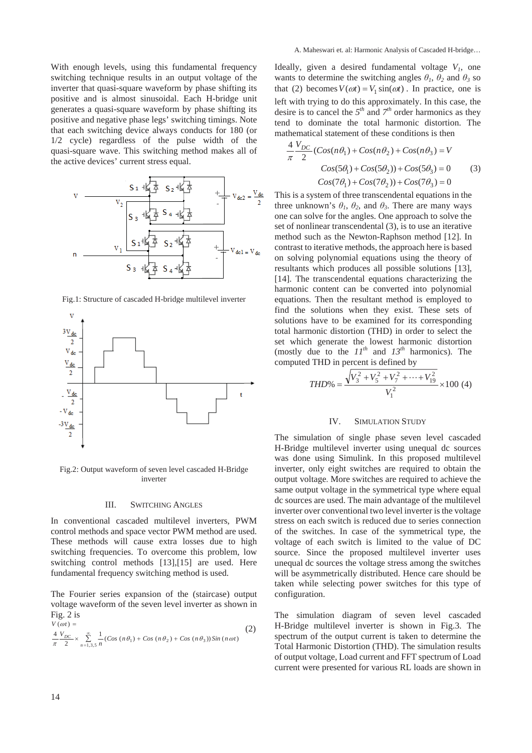With enough levels, using this fundamental frequency switching technique results in an output voltage of the inverter that quasi-square waveform by phase shifting its positive and is almost sinusoidal. Each H-bridge unit generates a quasi-square waveform by phase shifting its positive and negative phase legs' switching timings. Note that each switching device always conducts for 180 (or 1/2 cycle) regardless of the pulse width of the quasi-square wave. This switching method makes all of the active devices' current stress equal.

Fig.1: Structure of cascaded H-bridge multilevel inverter

Fig.2: Output waveform of seven level cascaded H-Bridge inverter

## III. Switching Angles

In conventional cascaded multilevel inverters, PWM control methods and space vector PWM method are used. These methods will cause extra losses due to high switching frequencies. To overcome this problem, low switching control methods [13],[15] are used. Here fundamental frequency switching method is used.

The Fourier series expansion of the (staircase) output voltage waveform of the seven level inverter as shown in Fig. 2 is

$$V(\omega t) = \frac{4}{\pi}\frac{V_{DC}}{2} \times \sum_{n=1,3,5}^{\infty} \frac{1}{n}(Cos(n\theta_1) + Cos(n\theta_2) + Cos(n\theta_3))Sin(n\omega t) \quad (2)$$

Ideally, given a desired fundamental voltage $V_1$, one wants to determine the switching angles $\theta_1$, $\theta_2$ and $\theta_3$ so that (2) becomes $V(\omega t) = V_1 \sin(\omega t)$. In practice, one is left with trying to do this approximately. In this case, the desire is to cancel the $5^{th}$ and $7^{th}$ order harmonics as they tend to dominate the total harmonic distortion. The mathematical statement of these conditions is then

$$\begin{aligned} \frac{4}{\pi}\frac{V_{DC}}{2}(Cos(n\theta_1) + Cos(n\theta_2) + Cos(n\theta_3)) &= V \\ Cos(5\theta_1) + Cos(5\theta_2)) + Cos(5\theta_3) &= 0 \\ Cos(7\theta_1) + Cos(7\theta_2)) + Cos(7\theta_3) &= 0 \end{aligned} \quad (3)$$

This is a system of three transcendental equations in the three unknown's $\theta_1$, $\theta_2$, and $\theta_3$. There are many ways one can solve for the angles. One approach to solve the set of nonlinear transcendental (3), is to use an iterative method such as the Newton-Raphson method [12]. In contrast to iterative methods, the approach here is based on solving polynomial equations using the theory of resultants which produces all possible solutions [13], [14]. The transcendental equations characterizing the harmonic content can be converted into polynomial equations. Then the resultant method is employed to find the solutions when they exist. These sets of solutions have to be examined for its corresponding total harmonic distortion (THD) in order to select the set which generate the lowest harmonic distortion (mostly due to the $11^{th}$ and $13^{th}$ harmonics). The computed THD in percent is defined by

$$THD\% = \frac{\sqrt{V_3^2 + V_5^2 + V_7^2 + \cdots + V_{19}^2}}{V_1^2} \times 100 \quad (4)$$

## IV. Simulation Study

The simulation of single phase seven level cascaded H-Bridge multilevel inverter using unequal dc sources was done using Simulink. In this proposed multilevel inverter, only eight switches are required to obtain the output voltage. More switches are required to achieve the same output voltage in the symmetrical type where equal dc sources are used. The main advantage of the multilevel inverter over conventional two level inverter is the voltage stress on each switch is reduced due to series connection of the switches. In case of the symmetrical type, the voltage of each switch is limited to the value of DC source. Since the proposed multilevel inverter uses unequal dc sources the voltage stress among the switches will be asymmetrically distributed. Hence care should be taken while selecting power switches for this type of configuration.

The simulation diagram of seven level cascaded H-Bridge multilevel inverter is shown in Fig.3. The spectrum of the output current is taken to determine the Total Harmonic Distortion (THD). The simulation results of output voltage, Load current and FFT spectrum of Load current were presented for various RL loads are shown in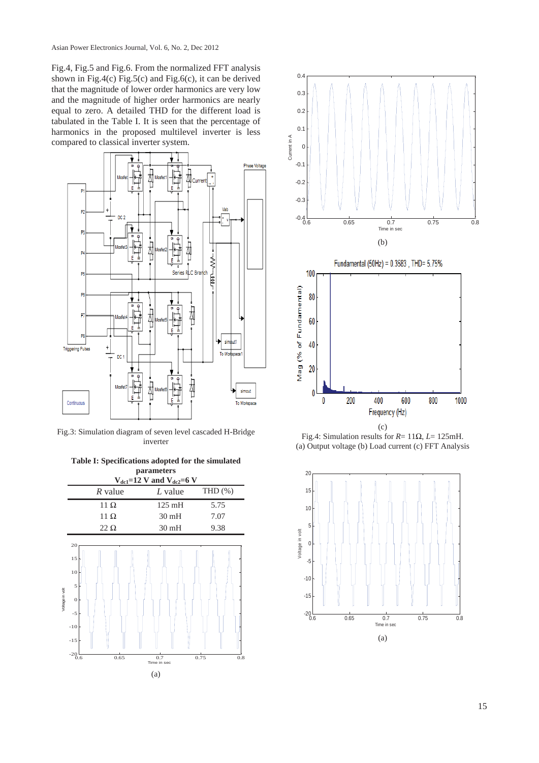Fig.4, Fig.5 and Fig.6. From the normalized FFT analysis shown in Fig.4(c) Fig.5(c) and Fig.6(c), it can be derived that the magnitude of lower order harmonics are very low and the magnitude of higher order harmonics are nearly equal to zero. A detailed THD for the different load is tabulated in the Table I. It is seen that the percentage of harmonics in the proposed multilevel inverter is less compared to classical inverter system.

Fig.3: Simulation diagram of seven level cascaded H-Bridge inverter

**Table I: Specifications adopted for the simulated parameters**
**$V_{dc1}$=12 V and $V_{dc2}$=6 V**

| *R* value | *L* value | THD (%) |
|---|---|---|
| 11 Ω | 125 mH | 5.75 |
| 11 Ω | 30 mH | 7.07 |
| 22 Ω | 30 mH | 9.38 |

(a)

(b)

Fundamental (50Hz) = 0.3583 , THD= 5.75%

(c)

Fig.4: Simulation results for *R*= 11Ω, *L*= 125mH. (a) Output voltage (b) Load current (c) FFT Analysis

(a)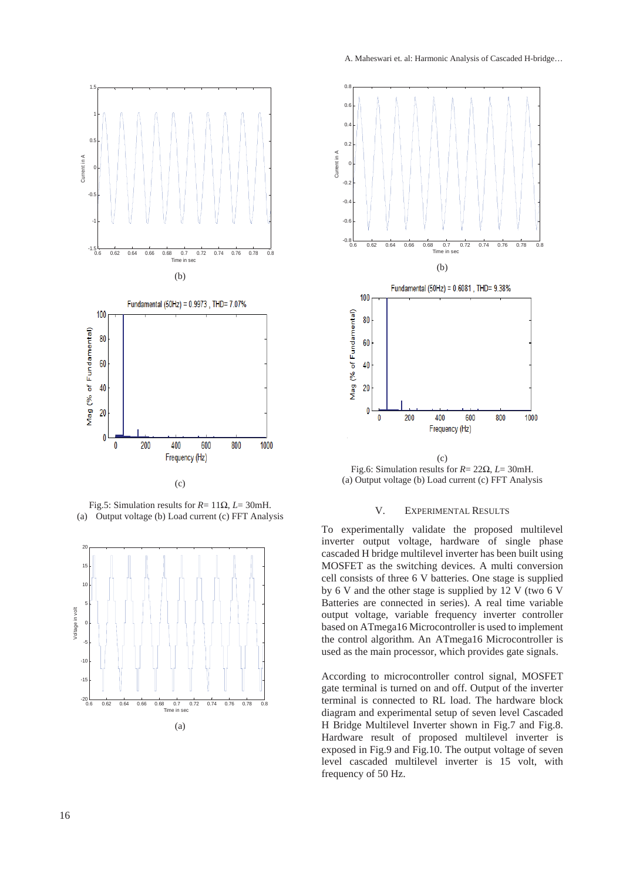(b)

Fundamental (50Hz) = 0.9973 , THD= 7.07%

(c)

Fig.5: Simulation results for $R$= 11Ω, $L$= 30mH.
(a) Output voltage (b) Load current (c) FFT Analysis

(a)

(b)

Fundamental (50Hz) = 0.6081 , THD= 9.38%

(c)

Fig.6: Simulation results for $R$= 22Ω, $L$= 30mH.
(a) Output voltage (b) Load current (c) FFT Analysis

## V. EXPERIMENTAL RESULTS

To experimentally validate the proposed multilevel inverter output voltage, hardware of single phase cascaded H bridge multilevel inverter has been built using MOSFET as the switching devices. A multi conversion cell consists of three 6 V batteries. One stage is supplied by 6 V and the other stage is supplied by 12 V (two 6 V Batteries are connected in series). A real time variable output voltage, variable frequency inverter controller based on ATmega16 Microcontroller is used to implement the control algorithm. An ATmega16 Microcontroller is used as the main processor, which provides gate signals.

According to microcontroller control signal, MOSFET gate terminal is turned on and off. Output of the inverter terminal is connected to RL load. The hardware block diagram and experimental setup of seven level Cascaded H Bridge Multilevel Inverter shown in Fig.7 and Fig.8. Hardware result of proposed multilevel inverter is exposed in Fig.9 and Fig.10. The output voltage of seven level cascaded multilevel inverter is 15 volt, with frequency of 50 Hz.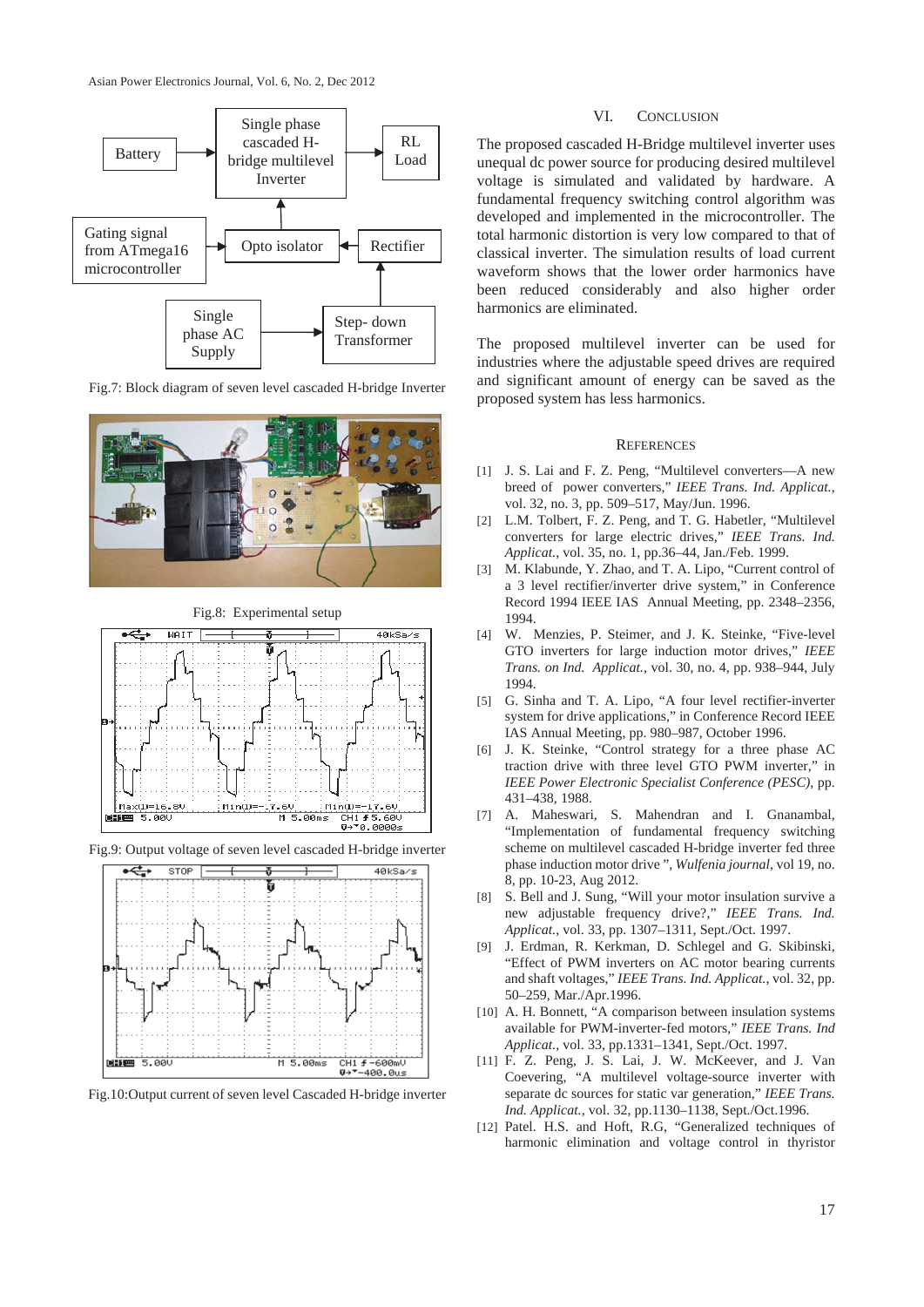Gating signal from ATmega16 microcontroller

Battery

Single phase cascaded H-bridge multilevel Inverter

RL Load

Opto isolator

Rectifier

Single phase AC Supply

Step- down Transformer

Fig.7: Block diagram of seven level cascaded H-bridge Inverter

Fig.8: Experimental setup

Fig.9: Output voltage of seven level cascaded H-bridge inverter

Fig.10:Output current of seven level Cascaded H-bridge inverter

## VI. CONCLUSION

The proposed cascaded H-Bridge multilevel inverter uses unequal dc power source for producing desired multilevel voltage is simulated and validated by hardware. A fundamental frequency switching control algorithm was developed and implemented in the microcontroller. The total harmonic distortion is very low compared to that of classical inverter. The simulation results of load current waveform shows that the lower order harmonics have been reduced considerably and also higher order harmonics are eliminated.

The proposed multilevel inverter can be used for industries where the adjustable speed drives are required and significant amount of energy can be saved as the proposed system has less harmonics.

## REFERENCES

[1] J. S. Lai and F. Z. Peng, "Multilevel converters—A new breed of power converters," *IEEE Trans. Ind. Applicat.*, vol. 32, no. 3, pp. 509–517, May/Jun. 1996.

[2] L.M. Tolbert, F. Z. Peng, and T. G. Habetler, "Multilevel converters for large electric drives," *IEEE Trans. Ind. Applicat.*, vol. 35, no. 1, pp.36–44, Jan./Feb. 1999.

[3] M. Klabunde, Y. Zhao, and T. A. Lipo, "Current control of a 3 level rectifier/inverter drive system," in Conference Record 1994 IEEE IAS Annual Meeting, pp. 2348–2356, 1994.

[4] W. Menzies, P. Steimer, and J. K. Steinke, "Five-level GTO inverters for large induction motor drives," *IEEE Trans. on Ind. Applicat.*, vol. 30, no. 4, pp. 938–944, July 1994.

[5] G. Sinha and T. A. Lipo, "A four level rectifier-inverter system for drive applications," in Conference Record IEEE IAS Annual Meeting, pp. 980–987, October 1996.

[6] J. K. Steinke, "Control strategy for a three phase AC traction drive with three level GTO PWM inverter," in *IEEE Power Electronic Specialist Conference (PESC)*, pp. 431–438, 1988.

[7] A. Maheswari, S. Mahendran and I. Gnanambal, "Implementation of fundamental frequency switching scheme on multilevel cascaded H-bridge inverter fed three phase induction motor drive ", *Wulfenia journal*, vol 19, no. 8, pp. 10-23, Aug 2012.

[8] S. Bell and J. Sung, "Will your motor insulation survive a new adjustable frequency drive?," *IEEE Trans. Ind. Applicat.*, vol. 33, pp. 1307–1311, Sept./Oct. 1997.

[9] J. Erdman, R. Kerkman, D. Schlegel and G. Skibinski, "Effect of PWM inverters on AC motor bearing currents and shaft voltages," *IEEE Trans. Ind. Applicat.*, vol. 32, pp. 50–259, Mar./Apr.1996.

[10] A. H. Bonnett, "A comparison between insulation systems available for PWM-inverter-fed motors," *IEEE Trans. Ind Applicat.*, vol. 33, pp.1331–1341, Sept./Oct. 1997.

[11] F. Z. Peng, J. S. Lai, J. W. McKeever, and J. Van Coevering, "A multilevel voltage-source inverter with separate dc sources for static var generation," *IEEE Trans. Ind. Applicat.*, vol. 32, pp.1130–1138, Sept./Oct.1996.

[12] Patel. H.S. and Hoft, R.G, "Generalized techniques of harmonic elimination and voltage control in thyristor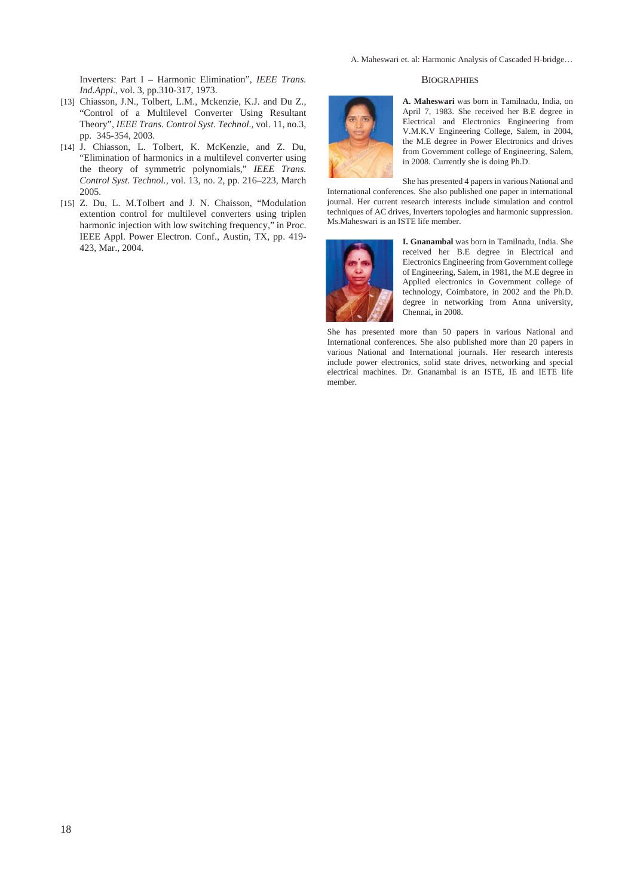Inverters: Part I – Harmonic Elimination", *IEEE Trans. Ind.Appl*., vol. 3, pp.310-317, 1973.

[13] Chiasson, J.N., Tolbert, L.M., Mckenzie, K.J. and Du Z., "Control of a Multilevel Converter Using Resultant Theory", *IEEE Trans. Control Syst. Technol.*, vol. 11, no.3, pp. 345-354, 2003.

[14] J. Chiasson, L. Tolbert, K. McKenzie, and Z. Du, "Elimination of harmonics in a multilevel converter using the theory of symmetric polynomials," *IEEE Trans. Control Syst. Technol.*, vol. 13, no. 2, pp. 216–223, March 2005.

[15] Z. Du, L. M.Tolbert and J. N. Chaisson, "Modulation extention control for multilevel converters using triplen harmonic injection with low switching frequency," in Proc. IEEE Appl. Power Electron. Conf., Austin, TX, pp. 419-423, Mar., 2004.

## BIOGRAPHIES

**A. Maheswari** was born in Tamilnadu, India, on April 7, 1983. She received her B.E degree in Electrical and Electronics Engineering from V.M.K.V Engineering College, Salem, in 2004, the M.E degree in Power Electronics and drives from Government college of Engineering, Salem, in 2008. Currently she is doing Ph.D.

She has presented 4 papers in various National and International conferences. She also published one paper in international journal. Her current research interests include simulation and control techniques of AC drives, Inverters topologies and harmonic suppression. Ms.Maheswari is an ISTE life member.

**I. Gnanambal** was born in Tamilnadu, India. She received her B.E degree in Electrical and Electronics Engineering from Government college of Engineering, Salem, in 1981, the M.E degree in Applied electronics in Government college of technology, Coimbatore, in 2002 and the Ph.D. degree in networking from Anna university, Chennai, in 2008.

She has presented more than 50 papers in various National and International conferences. She also published more than 20 papers in various National and International journals. Her research interests include power electronics, solid state drives, networking and special electrical machines. Dr. Gnanambal is an ISTE, IE and IETE life member.